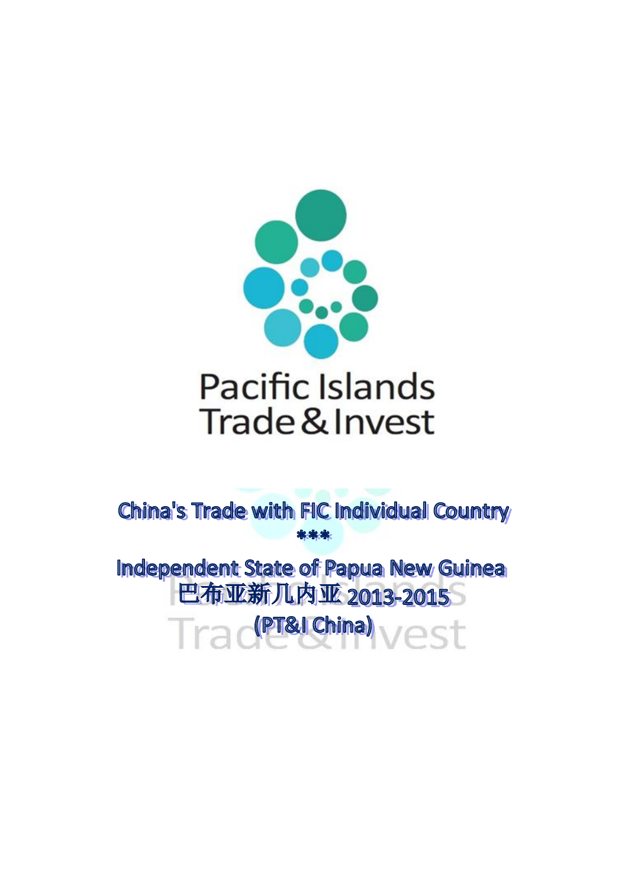Pacific Islands
Trade & Invest

# China's Trade with FIC Individual Country

***

# Independent State of Papua New Guinea
# 巴布亚新几内亚 2013-2015
# (PT&I China)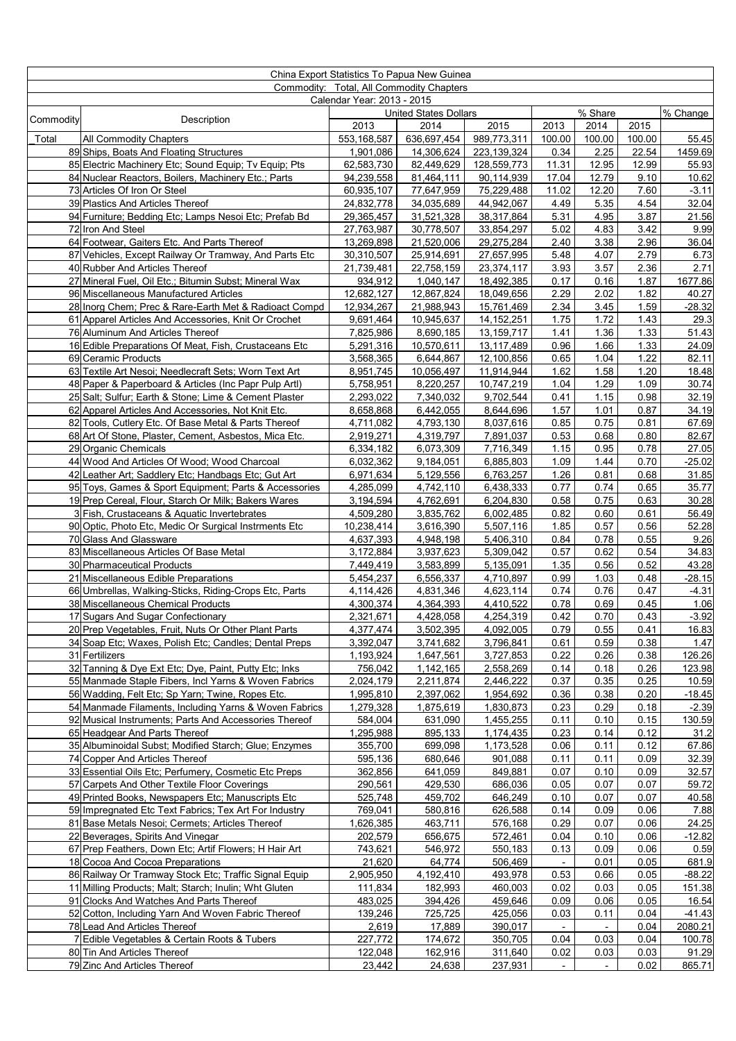| China Export Statistics To Papua New Guinea | | | | | | | | |
|---|---|---|---|---|---|---|---|---|
| Commodity: Total, All Commodity Chapters | | | | | | | | |
| Calendar Year: 2013 - 2015 | | | | | | | | |
| Commodity | Description | United States Dollars | | | % Share | | | % Change |
| | | 2013 | 2014 | 2015 | 2013 | 2014 | 2015 | |
| _Total | All Commodity Chapters | 553,168,587 | 636,697,454 | 989,773,311 | 100.00 | 100.00 | 100.00 | 55.45 |
| 89 | Ships, Boats And Floating Structures | 1,901,086 | 14,306,624 | 223,139,324 | 0.34 | 2.25 | 22.54 | 1459.69 |
| 85 | Electric Machinery Etc; Sound Equip; Tv Equip; Pts | 62,583,730 | 82,449,629 | 128,559,773 | 11.31 | 12.95 | 12.99 | 55.93 |
| 84 | Nuclear Reactors, Boilers, Machinery Etc.; Parts | 94,239,558 | 81,464,111 | 90,114,939 | 17.04 | 12.79 | 9.10 | 10.62 |
| 73 | Articles Of Iron Or Steel | 60,935,107 | 77,647,959 | 75,229,488 | 11.02 | 12.20 | 7.60 | -3.11 |
| 39 | Plastics And Articles Thereof | 24,832,778 | 34,035,689 | 44,942,067 | 4.49 | 5.35 | 4.54 | 32.04 |
| 94 | Furniture; Bedding Etc; Lamps Nesoi Etc; Prefab Bd | 29,365,457 | 31,521,328 | 38,317,864 | 5.31 | 4.95 | 3.87 | 21.56 |
| 72 | Iron And Steel | 27,763,987 | 30,778,507 | 33,854,297 | 5.02 | 4.83 | 3.42 | 9.99 |
| 64 | Footwear, Gaiters Etc. And Parts Thereof | 13,269,898 | 21,520,006 | 29,275,284 | 2.40 | 3.38 | 2.96 | 36.04 |
| 87 | Vehicles, Except Railway Or Tramway, And Parts Etc | 30,310,507 | 25,914,691 | 27,657,995 | 5.48 | 4.07 | 2.79 | 6.73 |
| 40 | Rubber And Articles Thereof | 21,739,481 | 22,758,159 | 23,374,117 | 3.93 | 3.57 | 2.36 | 2.71 |
| 27 | Mineral Fuel, Oil Etc.; Bitumin Subst; Mineral Wax | 934,912 | 1,040,147 | 18,492,385 | 0.17 | 0.16 | 1.87 | 1677.86 |
| 96 | Miscellaneous Manufactured Articles | 12,682,127 | 12,867,824 | 18,049,656 | 2.29 | 2.02 | 1.82 | 40.27 |
| 28 | Inorg Chem; Prec & Rare-Earth Met & Radioact Compd | 12,934,267 | 21,988,943 | 15,761,469 | 2.34 | 3.45 | 1.59 | -28.32 |
| 61 | Apparel Articles And Accessories, Knit Or Crochet | 9,691,464 | 10,945,637 | 14,152,251 | 1.75 | 1.72 | 1.43 | 29.3 |
| 76 | Aluminum And Articles Thereof | 7,825,986 | 8,690,185 | 13,159,717 | 1.41 | 1.36 | 1.33 | 51.43 |
| 16 | Edible Preparations Of Meat, Fish, Crustaceans Etc | 5,291,316 | 10,570,611 | 13,117,489 | 0.96 | 1.66 | 1.33 | 24.09 |
| 69 | Ceramic Products | 3,568,365 | 6,644,867 | 12,100,856 | 0.65 | 1.04 | 1.22 | 82.11 |
| 63 | Textile Art Nesoi; Needlecraft Sets; Worn Text Art | 8,951,745 | 10,056,497 | 11,914,944 | 1.62 | 1.58 | 1.20 | 18.48 |
| 48 | Paper & Paperboard & Articles (Inc Papr Pulp Artl) | 5,758,951 | 8,220,257 | 10,747,219 | 1.04 | 1.29 | 1.09 | 30.74 |
| 25 | Salt; Sulfur; Earth & Stone; Lime & Cement Plaster | 2,293,022 | 7,340,032 | 9,702,544 | 0.41 | 1.15 | 0.98 | 32.19 |
| 62 | Apparel Articles And Accessories, Not Knit Etc. | 8,658,868 | 6,442,055 | 8,644,696 | 1.57 | 1.01 | 0.87 | 34.19 |
| 82 | Tools, Cutlery Etc. Of Base Metal & Parts Thereof | 4,711,082 | 4,793,130 | 8,037,616 | 0.85 | 0.75 | 0.81 | 67.69 |
| 68 | Art Of Stone, Plaster, Cement, Asbestos, Mica Etc. | 2,919,271 | 4,319,797 | 7,891,037 | 0.53 | 0.68 | 0.80 | 82.67 |
| 29 | Organic Chemicals | 6,334,182 | 6,073,309 | 7,716,349 | 1.15 | 0.95 | 0.78 | 27.05 |
| 44 | Wood And Articles Of Wood; Wood Charcoal | 6,032,362 | 9,184,051 | 6,885,803 | 1.09 | 1.44 | 0.70 | -25.02 |
| 42 | Leather Art; Saddlery Etc; Handbags Etc; Gut Art | 6,971,634 | 5,129,556 | 6,763,257 | 1.26 | 0.81 | 0.68 | 31.85 |
| 95 | Toys, Games & Sport Equipment; Parts & Accessories | 4,285,099 | 4,742,110 | 6,438,333 | 0.77 | 0.74 | 0.65 | 35.77 |
| 19 | Prep Cereal, Flour, Starch Or Milk; Bakers Wares | 3,194,594 | 4,762,691 | 6,204,830 | 0.58 | 0.75 | 0.63 | 30.28 |
| 3 | Fish, Crustaceans & Aquatic Invertebrates | 4,509,280 | 3,835,762 | 6,002,485 | 0.82 | 0.60 | 0.61 | 56.49 |
| 90 | Optic, Photo Etc, Medic Or Surgical Instrments Etc | 10,238,414 | 3,616,390 | 5,507,116 | 1.85 | 0.57 | 0.56 | 52.28 |
| 70 | Glass And Glassware | 4,637,393 | 4,948,198 | 5,406,310 | 0.84 | 0.78 | 0.55 | 9.26 |
| 83 | Miscellaneous Articles Of Base Metal | 3,172,884 | 3,937,623 | 5,309,042 | 0.57 | 0.62 | 0.54 | 34.83 |
| 30 | Pharmaceutical Products | 7,449,419 | 3,583,899 | 5,135,091 | 1.35 | 0.56 | 0.52 | 43.28 |
| 21 | Miscellaneous Edible Preparations | 5,454,237 | 6,556,337 | 4,710,897 | 0.99 | 1.03 | 0.48 | -28.15 |
| 66 | Umbrellas, Walking-Sticks, Riding-Crops Etc, Parts | 4,114,426 | 4,831,346 | 4,623,114 | 0.74 | 0.76 | 0.47 | -4.31 |
| 38 | Miscellaneous Chemical Products | 4,300,374 | 4,364,393 | 4,410,522 | 0.78 | 0.69 | 0.45 | 1.06 |
| 17 | Sugars And Sugar Confectionary | 2,321,671 | 4,428,058 | 4,254,319 | 0.42 | 0.70 | 0.43 | -3.92 |
| 20 | Prep Vegetables, Fruit, Nuts Or Other Plant Parts | 4,377,474 | 3,502,395 | 4,092,005 | 0.79 | 0.55 | 0.41 | 16.83 |
| 34 | Soap Etc; Waxes, Polish Etc; Candles; Dental Preps | 3,392,047 | 3,741,682 | 3,796,841 | 0.61 | 0.59 | 0.38 | 1.47 |
| 31 | Fertilizers | 1,193,924 | 1,647,561 | 3,727,853 | 0.22 | 0.26 | 0.38 | 126.26 |
| 32 | Tanning & Dye Ext Etc; Dye, Paint, Putty Etc; Inks | 756,042 | 1,142,165 | 2,558,269 | 0.14 | 0.18 | 0.26 | 123.98 |
| 55 | Manmade Staple Fibers, Incl Yarns & Woven Fabrics | 2,024,179 | 2,211,874 | 2,446,222 | 0.37 | 0.35 | 0.25 | 10.59 |
| 56 | Wadding, Felt Etc; Sp Yarn; Twine, Ropes Etc. | 1,995,810 | 2,397,062 | 1,954,692 | 0.36 | 0.38 | 0.20 | -18.45 |
| 54 | Manmade Filaments, Including Yarns & Woven Fabrics | 1,279,328 | 1,875,619 | 1,830,873 | 0.23 | 0.29 | 0.18 | -2.39 |
| 92 | Musical Instruments; Parts And Accessories Thereof | 584,004 | 631,090 | 1,455,255 | 0.11 | 0.10 | 0.15 | 130.59 |
| 65 | Headgear And Parts Thereof | 1,295,988 | 895,133 | 1,174,435 | 0.23 | 0.14 | 0.12 | 31.2 |
| 35 | Albuminoidal Subst; Modified Starch; Glue; Enzymes | 355,700 | 699,098 | 1,173,528 | 0.06 | 0.11 | 0.12 | 67.86 |
| 74 | Copper And Articles Thereof | 595,136 | 680,646 | 901,088 | 0.11 | 0.11 | 0.09 | 32.39 |
| 33 | Essential Oils Etc; Perfumery, Cosmetic Etc Preps | 362,856 | 641,059 | 849,881 | 0.07 | 0.10 | 0.09 | 32.57 |
| 57 | Carpets And Other Textile Floor Coverings | 290,561 | 429,530 | 686,036 | 0.05 | 0.07 | 0.07 | 59.72 |
| 49 | Printed Books, Newspapers Etc; Manuscripts Etc | 525,748 | 459,702 | 646,249 | 0.10 | 0.07 | 0.07 | 40.58 |
| 59 | Impregnated Etc Text Fabrics; Tex Art For Industry | 769,041 | 580,816 | 626,588 | 0.14 | 0.09 | 0.06 | 7.88 |
| 81 | Base Metals Nesoi; Cermets; Articles Thereof | 1,626,385 | 463,711 | 576,168 | 0.29 | 0.07 | 0.06 | 24.25 |
| 22 | Beverages, Spirits And Vinegar | 202,579 | 656,675 | 572,461 | 0.04 | 0.10 | 0.06 | -12.82 |
| 67 | Prep Feathers, Down Etc; Artif Flowers; H Hair Art | 743,621 | 546,972 | 550,183 | 0.13 | 0.09 | 0.06 | 0.59 |
| 18 | Cocoa And Cocoa Preparations | 21,620 | 64,774 | 506,469 | - | 0.01 | 0.05 | 681.9 |
| 86 | Railway Or Tramway Stock Etc; Traffic Signal Equip | 2,905,950 | 4,192,410 | 493,978 | 0.53 | 0.66 | 0.05 | -88.22 |
| 11 | Milling Products; Malt; Starch; Inulin; Wht Gluten | 111,834 | 182,993 | 460,003 | 0.02 | 0.03 | 0.05 | 151.38 |
| 91 | Clocks And Watches And Parts Thereof | 483,025 | 394,426 | 459,646 | 0.09 | 0.06 | 0.05 | 16.54 |
| 52 | Cotton, Including Yarn And Woven Fabric Thereof | 139,246 | 725,725 | 425,056 | 0.03 | 0.11 | 0.04 | -41.43 |
| 78 | Lead And Articles Thereof | 2,619 | 17,889 | 390,017 | - | - | 0.04 | 2080.21 |
| 7 | Edible Vegetables & Certain Roots & Tubers | 227,772 | 174,672 | 350,705 | 0.04 | 0.03 | 0.04 | 100.78 |
| 80 | Tin And Articles Thereof | 122,048 | 162,916 | 311,640 | 0.02 | 0.03 | 0.03 | 91.29 |
| 79 | Zinc And Articles Thereof | 23,442 | 24,638 | 237,931 | - | - | 0.02 | 865.71 |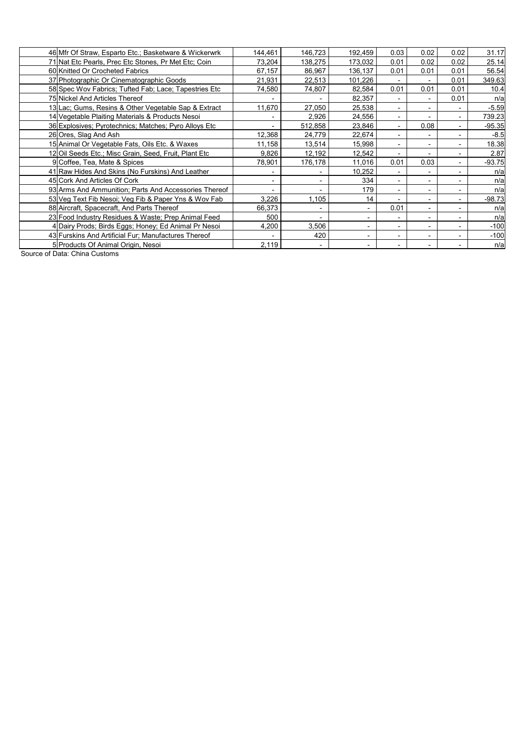| | | | | | | | | |
|---|---|---|---|---|---|---|---|---|
| 46 | Mfr Of Straw, Esparto Etc.; Basketware & Wickerwrk | 144,461 | 146,723 | 192,459 | 0.03 | 0.02 | 0.02 | 31.17 |
| 71 | Nat Etc Pearls, Prec Etc Stones, Pr Met Etc; Coin | 73,204 | 138,275 | 173,032 | 0.01 | 0.02 | 0.02 | 25.14 |
| 60 | Knitted Or Crocheted Fabrics | 67,157 | 86,967 | 136,137 | 0.01 | 0.01 | 0.01 | 56.54 |
| 37 | Photographic Or Cinematographic Goods | 21,931 | 22,513 | 101,226 | - | - | 0.01 | 349.63 |
| 58 | Spec Wov Fabrics; Tufted Fab; Lace; Tapestries Etc | 74,580 | 74,807 | 82,584 | 0.01 | 0.01 | 0.01 | 10.4 |
| 75 | Nickel And Articles Thereof | - | - | 82,357 | - | - | 0.01 | n/a |
| 13 | Lac; Gums, Resins & Other Vegetable Sap & Extract | 11,670 | 27,050 | 25,538 | - | - | - | -5.59 |
| 14 | Vegetable Plaiting Materials & Products Nesoi | - | 2,926 | 24,556 | - | - | - | 739.23 |
| 36 | Explosives; Pyrotechnics; Matches; Pyro Alloys Etc | - | 512,858 | 23,846 | - | 0.08 | - | -95.35 |
| 26 | Ores, Slag And Ash | 12,368 | 24,779 | 22,674 | - | - | - | -8.5 |
| 15 | Animal Or Vegetable Fats, Oils Etc. & Waxes | 11,158 | 13,514 | 15,998 | - | - | - | 18.38 |
| 12 | Oil Seeds Etc.; Misc Grain, Seed, Fruit, Plant Etc | 9,826 | 12,192 | 12,542 | - | - | - | 2.87 |
| 9 | Coffee, Tea, Mate & Spices | 78,901 | 176,178 | 11,016 | 0.01 | 0.03 | - | -93.75 |
| 41 | Raw Hides And Skins (No Furskins) And Leather | - | - | 10,252 | - | - | - | n/a |
| 45 | Cork And Articles Of Cork | - | - | 334 | - | - | - | n/a |
| 93 | Arms And Ammunition; Parts And Accessories Thereof | - | - | 179 | - | - | - | n/a |
| 53 | Veg Text Fib Nesoi; Veg Fib & Paper Yns & Wov Fab | 3,226 | 1,105 | 14 | - | - | - | -98.73 |
| 88 | Aircraft, Spacecraft, And Parts Thereof | 66,373 | - | - | 0.01 | - | - | n/a |
| 23 | Food Industry Residues & Waste; Prep Animal Feed | 500 | - | - | - | - | - | n/a |
| 4 | Dairy Prods; Birds Eggs; Honey; Ed Animal Pr Nesoi | 4,200 | 3,506 | - | - | - | - | -100 |
| 43 | Furskins And Artificial Fur; Manufactures Thereof | - | 420 | - | - | - | - | -100 |
| 5 | Products Of Animal Origin, Nesoi | 2,119 | - | - | - | - | - | n/a |

Source of Data: China Customs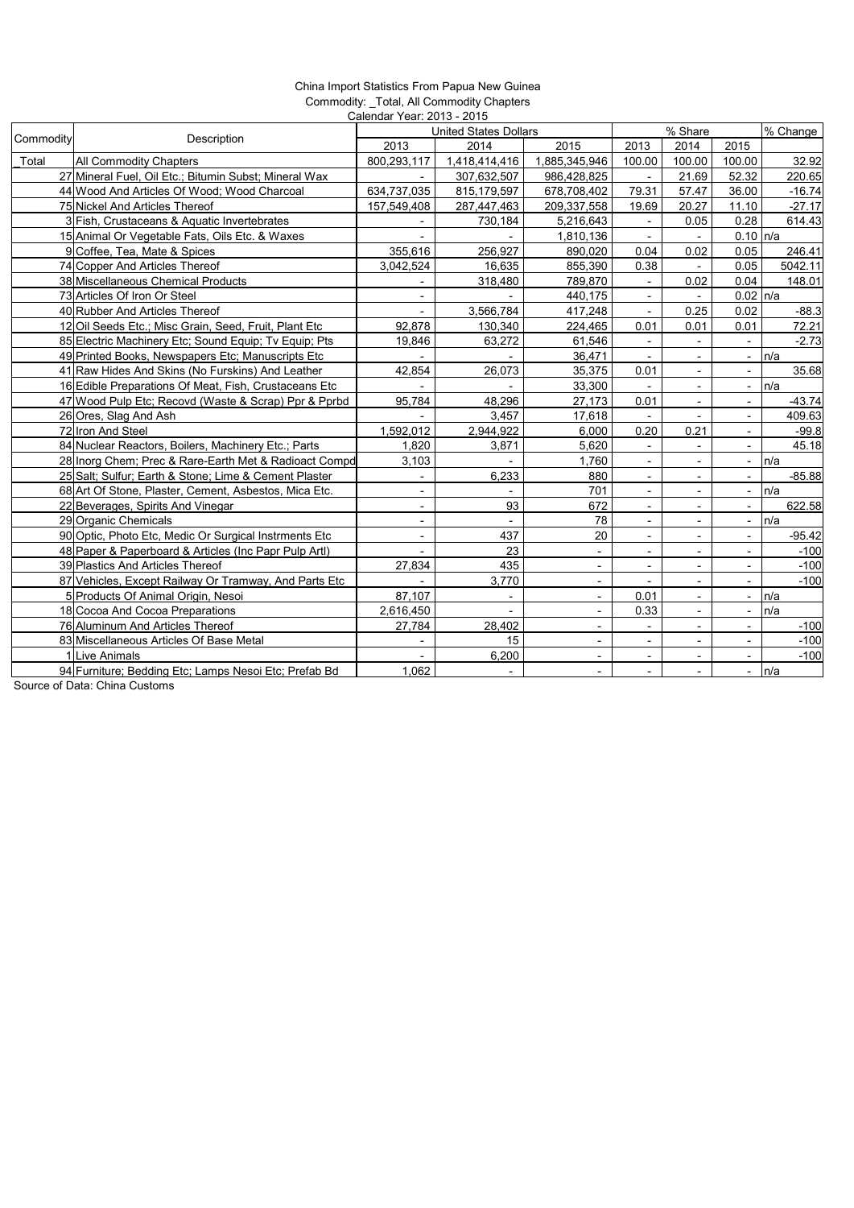China Import Statistics From Papua New Guinea
Commodity: _Total, All Commodity Chapters
Calendar Year: 2013 - 2015

| Commodity | Description | United States Dollars | | | % Share | | | % Change |
|---|---|---|---|---|---|---|---|---|
| | | 2013 | 2014 | 2015 | 2013 | 2014 | 2015 | |
| _Total | All Commodity Chapters | 800,293,117 | 1,418,414,416 | 1,885,345,946 | 100.00 | 100.00 | 100.00 | 32.92 |
| 27 | Mineral Fuel, Oil Etc.; Bitumin Subst; Mineral Wax | - | 307,632,507 | 986,428,825 | - | 21.69 | 52.32 | 220.65 |
| 44 | Wood And Articles Of Wood; Wood Charcoal | 634,737,035 | 815,179,597 | 678,708,402 | 79.31 | 57.47 | 36.00 | -16.74 |
| 75 | Nickel And Articles Thereof | 157,549,408 | 287,447,463 | 209,337,558 | 19.69 | 20.27 | 11.10 | -27.17 |
| 3 | Fish, Crustaceans & Aquatic Invertebrates | - | 730,184 | 5,216,643 | - | 0.05 | 0.28 | 614.43 |
| 15 | Animal Or Vegetable Fats, Oils Etc. & Waxes | - | - | 1,810,136 | - | - | 0.10 | n/a |
| 9 | Coffee, Tea, Mate & Spices | 355,616 | 256,927 | 890,020 | 0.04 | 0.02 | 0.05 | 246.41 |
| 74 | Copper And Articles Thereof | 3,042,524 | 16,635 | 855,390 | 0.38 | - | 0.05 | 5042.11 |
| 38 | Miscellaneous Chemical Products | - | 318,480 | 789,870 | - | 0.02 | 0.04 | 148.01 |
| 73 | Articles Of Iron Or Steel | - | - | 440,175 | - | - | 0.02 | n/a |
| 40 | Rubber And Articles Thereof | - | 3,566,784 | 417,248 | - | 0.25 | 0.02 | -88.3 |
| 12 | Oil Seeds Etc.; Misc Grain, Seed, Fruit, Plant Etc | 92,878 | 130,340 | 224,465 | 0.01 | 0.01 | 0.01 | 72.21 |
| 85 | Electric Machinery Etc; Sound Equip; Tv Equip; Pts | 19,846 | 63,272 | 61,546 | - | - | - | -2.73 |
| 49 | Printed Books, Newspapers Etc; Manuscripts Etc | - | - | 36,471 | - | - | - | n/a |
| 41 | Raw Hides And Skins (No Furskins) And Leather | 42,854 | 26,073 | 35,375 | 0.01 | - | - | 35.68 |
| 16 | Edible Preparations Of Meat, Fish, Crustaceans Etc | - | - | 33,300 | - | - | - | n/a |
| 47 | Wood Pulp Etc; Recovd (Waste & Scrap) Ppr & Pprbd | 95,784 | 48,296 | 27,173 | 0.01 | - | - | -43.74 |
| 26 | Ores, Slag And Ash | - | 3,457 | 17,618 | - | - | - | 409.63 |
| 72 | Iron And Steel | 1,592,012 | 2,944,922 | 6,000 | 0.20 | 0.21 | - | -99.8 |
| 84 | Nuclear Reactors, Boilers, Machinery Etc.; Parts | 1,820 | 3,871 | 5,620 | - | - | - | 45.18 |
| 28 | Inorg Chem; Prec & Rare-Earth Met & Radioact Compd | 3,103 | - | 1,760 | - | - | - | n/a |
| 25 | Salt; Sulfur; Earth & Stone; Lime & Cement Plaster | - | 6,233 | 880 | - | - | - | -85.88 |
| 68 | Art Of Stone, Plaster, Cement, Asbestos, Mica Etc. | - | - | 701 | - | - | - | n/a |
| 22 | Beverages, Spirits And Vinegar | - | 93 | 672 | - | - | - | 622.58 |
| 29 | Organic Chemicals | - | - | 78 | - | - | - | n/a |
| 90 | Optic, Photo Etc, Medic Or Surgical Instrments Etc | - | 437 | 20 | - | - | - | -95.42 |
| 48 | Paper & Paperboard & Articles (Inc Papr Pulp Artl) | - | 23 | - | - | - | - | -100 |
| 39 | Plastics And Articles Thereof | 27,834 | 435 | - | - | - | - | -100 |
| 87 | Vehicles, Except Railway Or Tramway, And Parts Etc | - | 3,770 | - | - | - | - | -100 |
| 5 | Products Of Animal Origin, Nesoi | 87,107 | - | - | 0.01 | - | - | n/a |
| 18 | Cocoa And Cocoa Preparations | 2,616,450 | - | - | 0.33 | - | - | n/a |
| 76 | Aluminum And Articles Thereof | 27,784 | 28,402 | - | - | - | - | -100 |
| 83 | Miscellaneous Articles Of Base Metal | - | 15 | - | - | - | - | -100 |
| 1 | Live Animals | - | 6,200 | - | - | - | - | -100 |
| 94 | Furniture; Bedding Etc; Lamps Nesoi Etc; Prefab Bd | 1,062 | - | - | - | - | - | n/a |

Source of Data: China Customs